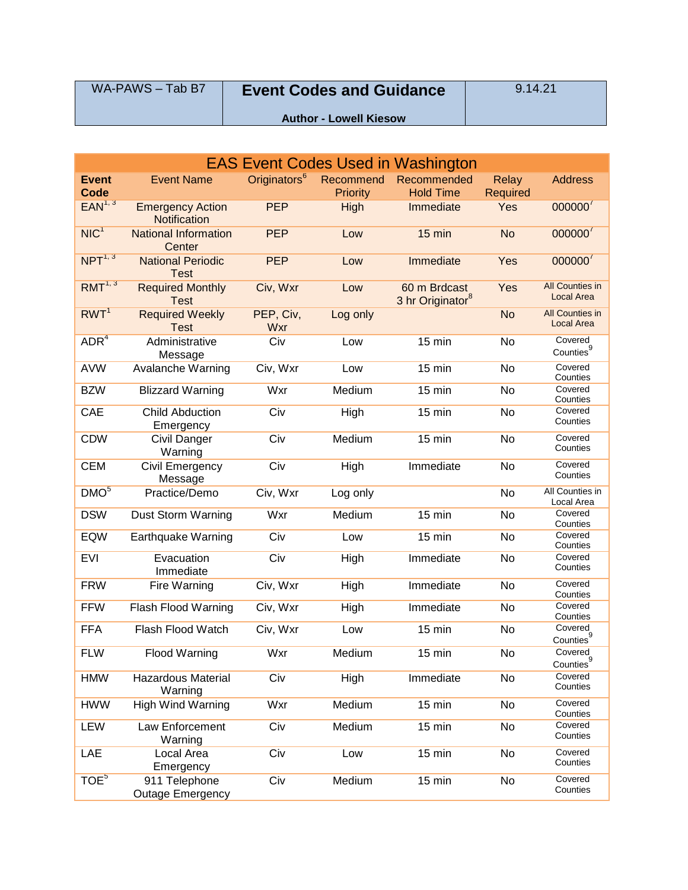| WA-PAWS – Tab B7 | **Event Codes and Guidance**<br>**Author - Lowell Kiesow** | 9.14.21 |
|---|---|---|

## EAS Event Codes Used in Washington

| Event Code | Event Name | Originators[6] | Recommend Priority | Recommended Hold Time | Relay Required | Address |
|---|---|---|---|---|---|---|
| EAN[1, 3] | Emergency Action Notification | PEP | High | Immediate | Yes | 000000[7] |
| NIC[1] | National Information Center | PEP | Low | 15 min | No | 000000[7] |
| NPT[1, 3] | National Periodic Test | PEP | Low | Immediate | Yes | 000000[7] |
| RMT[1, 3] | Required Monthly Test | Civ, Wxr | Low | 60 m Brdcast 3 hr Originator[8] | Yes | All Counties in Local Area |
| RWT[1] | Required Weekly Test | PEP, Civ, Wxr | Log only | | No | All Counties in Local Area |
| ADR[4] | Administrative Message | Civ | Low | 15 min | No | Covered Counties[9] |
| AVW | Avalanche Warning | Civ, Wxr | Low | 15 min | No | Covered Counties |
| BZW | Blizzard Warning | Wxr | Medium | 15 min | No | Covered Counties |
| CAE | Child Abduction Emergency | Civ | High | 15 min | No | Covered Counties |
| CDW | Civil Danger Warning | Civ | Medium | 15 min | No | Covered Counties |
| CEM | Civil Emergency Message | Civ | High | Immediate | No | Covered Counties |
| DMO[5] | Practice/Demo | Civ, Wxr | Log only | | No | All Counties in Local Area |
| DSW | Dust Storm Warning | Wxr | Medium | 15 min | No | Covered Counties |
| EQW | Earthquake Warning | Civ | Low | 15 min | No | Covered Counties |
| EVI | Evacuation Immediate | Civ | High | Immediate | No | Covered Counties |
| FRW | Fire Warning | Civ, Wxr | High | Immediate | No | Covered Counties |
| FFW | Flash Flood Warning | Civ, Wxr | High | Immediate | No | Covered Counties |
| FFA | Flash Flood Watch | Civ, Wxr | Low | 15 min | No | Covered Counties[9] |
| FLW | Flood Warning | Wxr | Medium | 15 min | No | Covered Counties[9] |
| HMW | Hazardous Material Warning | Civ | High | Immediate | No | Covered Counties |
| HWW | High Wind Warning | Wxr | Medium | 15 min | No | Covered Counties |
| LEW | Law Enforcement Warning | Civ | Medium | 15 min | No | Covered Counties |
| LAE | Local Area Emergency | Civ | Low | 15 min | No | Covered Counties |
| TOE[5] | 911 Telephone Outage Emergency | Civ | Medium | 15 min | No | Covered Counties |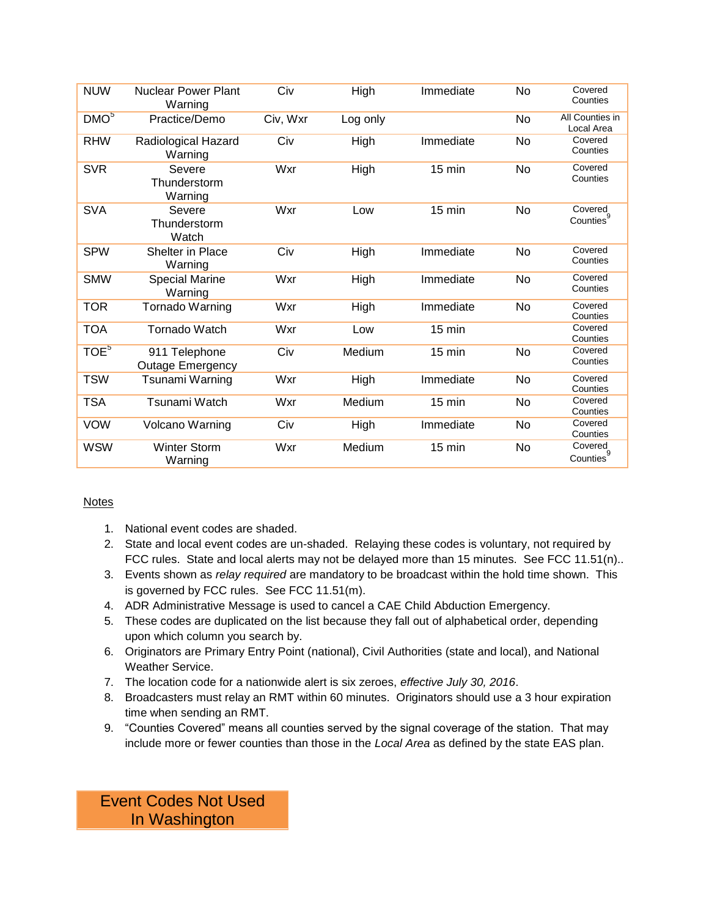| NUW | Nuclear Power Plant Warning | Civ | High | Immediate | No | Covered Counties |
|---|---|---|---|---|---|---|
| DMO[5] | Practice/Demo | Civ, Wxr | Log only | | No | All Counties in Local Area |
| RHW | Radiological Hazard Warning | Civ | High | Immediate | No | Covered Counties |
| SVR | Severe Thunderstorm Warning | Wxr | High | 15 min | No | Covered Counties |
| SVA | Severe Thunderstorm Watch | Wxr | Low | 15 min | No | Covered Counties[9] |
| SPW | Shelter in Place Warning | Civ | High | Immediate | No | Covered Counties |
| SMW | Special Marine Warning | Wxr | High | Immediate | No | Covered Counties |
| TOR | Tornado Warning | Wxr | High | Immediate | No | Covered Counties |
| TOA | Tornado Watch | Wxr | Low | 15 min | | Covered Counties |
| TOE[5] | 911 Telephone Outage Emergency | Civ | Medium | 15 min | No | Covered Counties |
| TSW | Tsunami Warning | Wxr | High | Immediate | No | Covered Counties |
| TSA | Tsunami Watch | Wxr | Medium | 15 min | No | Covered Counties |
| VOW | Volcano Warning | Civ | High | Immediate | No | Covered Counties |
| WSW | Winter Storm Warning | Wxr | Medium | 15 min | No | Covered Counties[9] |

<u>Notes</u>

1. National event codes are shaded.
2. State and local event codes are un-shaded. Relaying these codes is voluntary, not required by FCC rules. State and local alerts may not be delayed more than 15 minutes. See FCC 11.51(n)..
3. Events shown as *relay required* are mandatory to be broadcast within the hold time shown. This is governed by FCC rules. See FCC 11.51(m).
4. ADR Administrative Message is used to cancel a CAE Child Abduction Emergency.
5. These codes are duplicated on the list because they fall out of alphabetical order, depending upon which column you search by.
6. Originators are Primary Entry Point (national), Civil Authorities (state and local), and National Weather Service.
7. The location code for a nationwide alert is six zeroes, *effective July 30, 2016*.
8. Broadcasters must relay an RMT within 60 minutes. Originators should use a 3 hour expiration time when sending an RMT.
9. "Counties Covered" means all counties served by the signal coverage of the station. That may include more or fewer counties than those in the *Local Area* as defined by the state EAS plan.

## Event Codes Not Used In Washington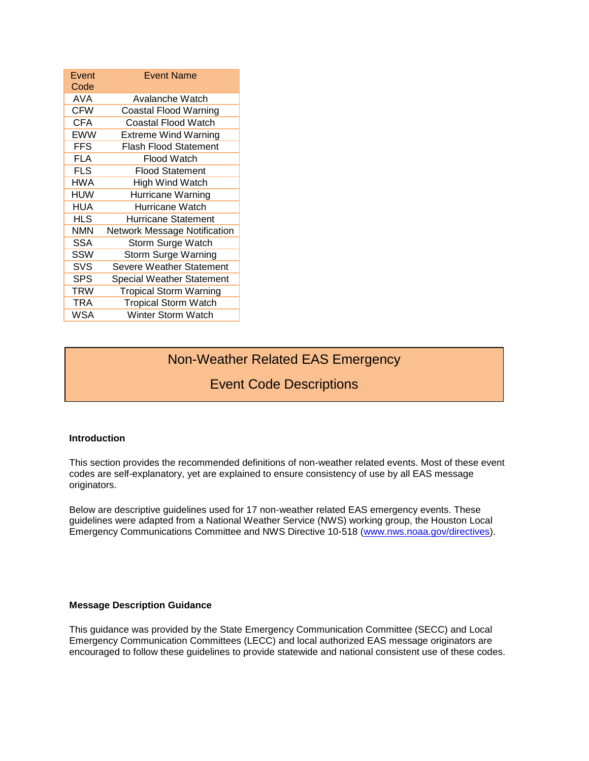| Event Code | Event Name |
|---|---|
| AVA | Avalanche Watch |
| CFW | Coastal Flood Warning |
| CFA | Coastal Flood Watch |
| EWW | Extreme Wind Warning |
| FFS | Flash Flood Statement |
| FLA | Flood Watch |
| FLS | Flood Statement |
| HWA | High Wind Watch |
| HUW | Hurricane Warning |
| HUA | Hurricane Watch |
| HLS | Hurricane Statement |
| NMN | Network Message Notification |
| SSA | Storm Surge Watch |
| SSW | Storm Surge Warning |
| SVS | Severe Weather Statement |
| SPS | Special Weather Statement |
| TRW | Tropical Storm Warning |
| TRA | Tropical Storm Watch |
| WSA | Winter Storm Watch |

# Non-Weather Related EAS Emergency Event Code Descriptions

**Introduction**

This section provides the recommended definitions of non-weather related events. Most of these event codes are self-explanatory, yet are explained to ensure consistency of use by all EAS message originators.

Below are descriptive guidelines used for 17 non-weather related EAS emergency events. These guidelines were adapted from a National Weather Service (NWS) working group, the Houston Local Emergency Communications Committee and NWS Directive 10-518 (www.nws.noaa.gov/directives).

**Message Description Guidance**

This guidance was provided by the State Emergency Communication Committee (SECC) and Local Emergency Communication Committees (LECC) and local authorized EAS message originators are encouraged to follow these guidelines to provide statewide and national consistent use of these codes.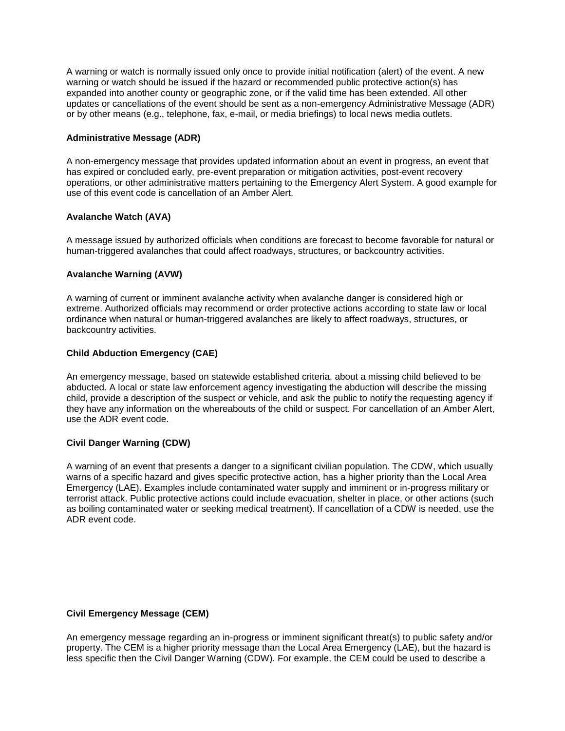A warning or watch is normally issued only once to provide initial notification (alert) of the event. A new warning or watch should be issued if the hazard or recommended public protective action(s) has expanded into another county or geographic zone, or if the valid time has been extended. All other updates or cancellations of the event should be sent as a non-emergency Administrative Message (ADR) or by other means (e.g., telephone, fax, e-mail, or media briefings) to local news media outlets.

**Administrative Message (ADR)**

A non-emergency message that provides updated information about an event in progress, an event that has expired or concluded early, pre-event preparation or mitigation activities, post-event recovery operations, or other administrative matters pertaining to the Emergency Alert System. A good example for use of this event code is cancellation of an Amber Alert.

**Avalanche Watch (AVA)**

A message issued by authorized officials when conditions are forecast to become favorable for natural or human-triggered avalanches that could affect roadways, structures, or backcountry activities.

**Avalanche Warning (AVW)**

A warning of current or imminent avalanche activity when avalanche danger is considered high or extreme. Authorized officials may recommend or order protective actions according to state law or local ordinance when natural or human-triggered avalanches are likely to affect roadways, structures, or backcountry activities.

**Child Abduction Emergency (CAE)**

An emergency message, based on statewide established criteria, about a missing child believed to be abducted. A local or state law enforcement agency investigating the abduction will describe the missing child, provide a description of the suspect or vehicle, and ask the public to notify the requesting agency if they have any information on the whereabouts of the child or suspect. For cancellation of an Amber Alert, use the ADR event code.

**Civil Danger Warning (CDW)**

A warning of an event that presents a danger to a significant civilian population. The CDW, which usually warns of a specific hazard and gives specific protective action, has a higher priority than the Local Area Emergency (LAE). Examples include contaminated water supply and imminent or in-progress military or terrorist attack. Public protective actions could include evacuation, shelter in place, or other actions (such as boiling contaminated water or seeking medical treatment). If cancellation of a CDW is needed, use the ADR event code.

**Civil Emergency Message (CEM)**

An emergency message regarding an in-progress or imminent significant threat(s) to public safety and/or property. The CEM is a higher priority message than the Local Area Emergency (LAE), but the hazard is less specific then the Civil Danger Warning (CDW). For example, the CEM could be used to describe a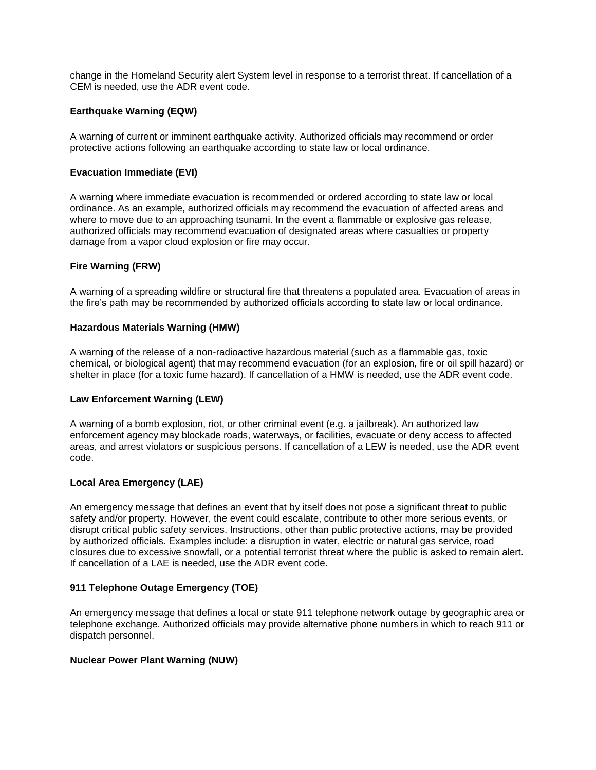change in the Homeland Security alert System level in response to a terrorist threat. If cancellation of a CEM is needed, use the ADR event code.

**Earthquake Warning (EQW)**

A warning of current or imminent earthquake activity. Authorized officials may recommend or order protective actions following an earthquake according to state law or local ordinance.

**Evacuation Immediate (EVI)**

A warning where immediate evacuation is recommended or ordered according to state law or local ordinance. As an example, authorized officials may recommend the evacuation of affected areas and where to move due to an approaching tsunami. In the event a flammable or explosive gas release, authorized officials may recommend evacuation of designated areas where casualties or property damage from a vapor cloud explosion or fire may occur.

**Fire Warning (FRW)**

A warning of a spreading wildfire or structural fire that threatens a populated area. Evacuation of areas in the fire's path may be recommended by authorized officials according to state law or local ordinance.

**Hazardous Materials Warning (HMW)**

A warning of the release of a non-radioactive hazardous material (such as a flammable gas, toxic chemical, or biological agent) that may recommend evacuation (for an explosion, fire or oil spill hazard) or shelter in place (for a toxic fume hazard). If cancellation of a HMW is needed, use the ADR event code.

**Law Enforcement Warning (LEW)**

A warning of a bomb explosion, riot, or other criminal event (e.g. a jailbreak). An authorized law enforcement agency may blockade roads, waterways, or facilities, evacuate or deny access to affected areas, and arrest violators or suspicious persons. If cancellation of a LEW is needed, use the ADR event code.

**Local Area Emergency (LAE)**

An emergency message that defines an event that by itself does not pose a significant threat to public safety and/or property. However, the event could escalate, contribute to other more serious events, or disrupt critical public safety services. Instructions, other than public protective actions, may be provided by authorized officials. Examples include: a disruption in water, electric or natural gas service, road closures due to excessive snowfall, or a potential terrorist threat where the public is asked to remain alert. If cancellation of a LAE is needed, use the ADR event code.

**911 Telephone Outage Emergency (TOE)**

An emergency message that defines a local or state 911 telephone network outage by geographic area or telephone exchange. Authorized officials may provide alternative phone numbers in which to reach 911 or dispatch personnel.

**Nuclear Power Plant Warning (NUW)**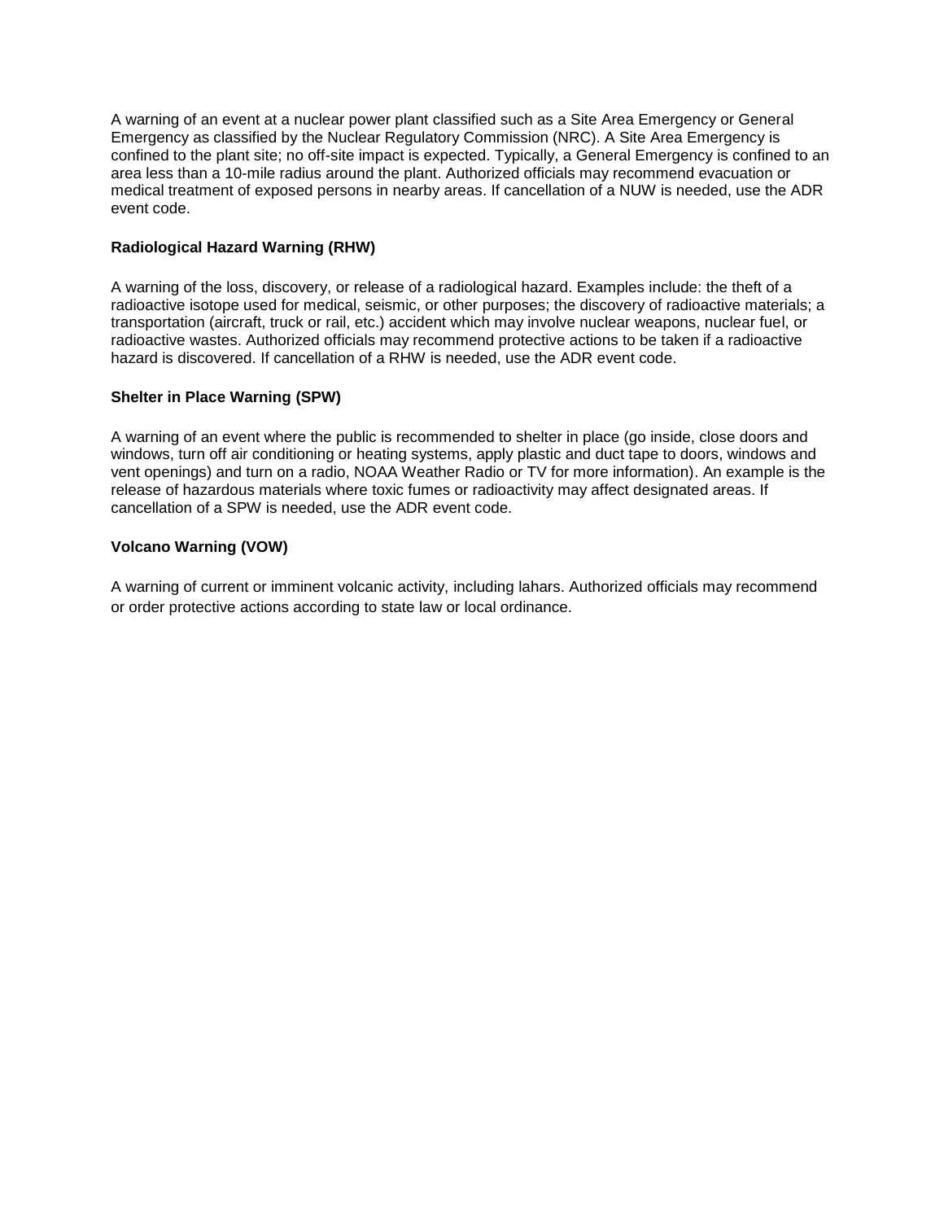A warning of an event at a nuclear power plant classified such as a Site Area Emergency or General Emergency as classified by the Nuclear Regulatory Commission (NRC). A Site Area Emergency is confined to the plant site; no off-site impact is expected. Typically, a General Emergency is confined to an area less than a 10-mile radius around the plant. Authorized officials may recommend evacuation or medical treatment of exposed persons in nearby areas. If cancellation of a NUW is needed, use the ADR event code.

**Radiological Hazard Warning (RHW)**

A warning of the loss, discovery, or release of a radiological hazard. Examples include: the theft of a radioactive isotope used for medical, seismic, or other purposes; the discovery of radioactive materials; a transportation (aircraft, truck or rail, etc.) accident which may involve nuclear weapons, nuclear fuel, or radioactive wastes. Authorized officials may recommend protective actions to be taken if a radioactive hazard is discovered. If cancellation of a RHW is needed, use the ADR event code.

**Shelter in Place Warning (SPW)**

A warning of an event where the public is recommended to shelter in place (go inside, close doors and windows, turn off air conditioning or heating systems, apply plastic and duct tape to doors, windows and vent openings) and turn on a radio, NOAA Weather Radio or TV for more information). An example is the release of hazardous materials where toxic fumes or radioactivity may affect designated areas. If cancellation of a SPW is needed, use the ADR event code.

**Volcano Warning (VOW)**

A warning of current or imminent volcanic activity, including lahars. Authorized officials may recommend or order protective actions according to state law or local ordinance.